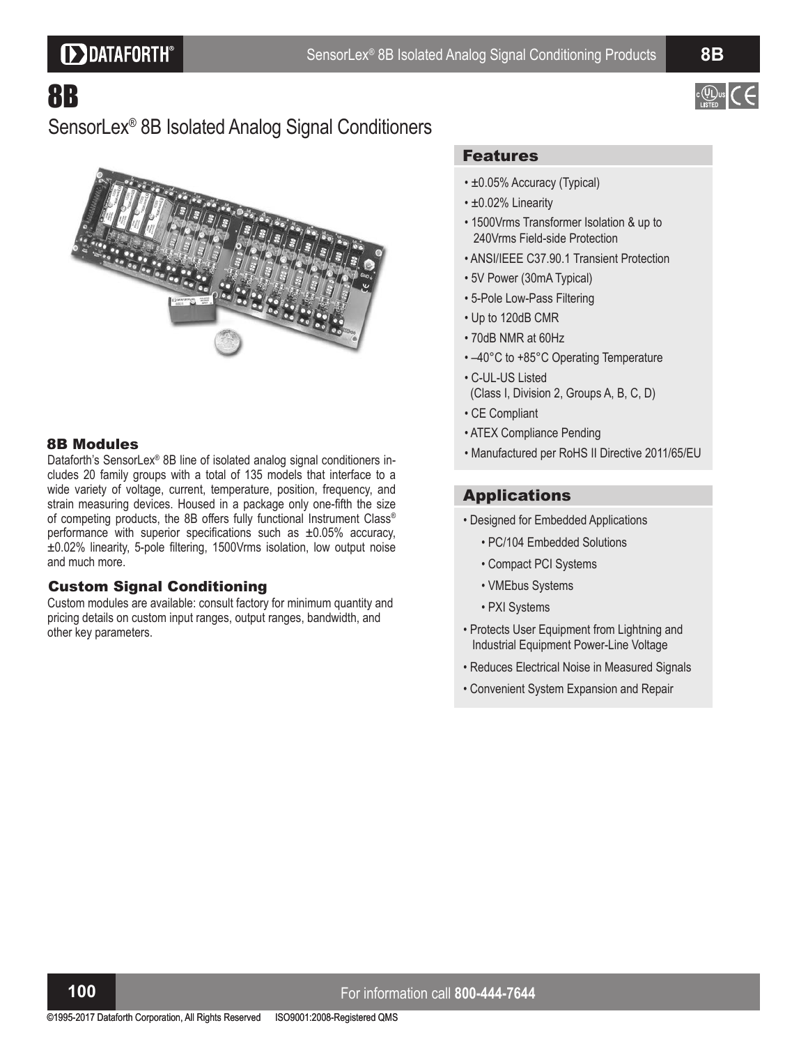# 8B

## SensorLex® 8B Isolated Analog Signal Conditioners

### 8B Modules

Dataforth's SensorLex® 8B line of isolated analog signal conditioners includes 20 family groups with a total of 135 models that interface to a wide variety of voltage, current, temperature, position, frequency, and strain measuring devices. Housed in a package only one-fifth the size of competing products, the 8B offers fully functional Instrument Class® performance with superior specifications such as ±0.05% accuracy, ±0.02% linearity, 5-pole filtering, 1500Vrms isolation, low output noise and much more.

### Custom Signal Conditioning

Custom modules are available: consult factory for minimum quantity and pricing details on custom input ranges, output ranges, bandwidth, and other key parameters.

### Features

- ±0.05% Accuracy (Typical)
- ±0.02% Linearity
- 1500Vrms Transformer Isolation & up to 240Vrms Field-side Protection
- ANSI/IEEE C37.90.1 Transient Protection
- 5V Power (30mA Typical)
- 5-Pole Low-Pass Filtering
- Up to 120dB CMR
- 70dB NMR at 60Hz
- –40°C to +85°C Operating Temperature
- C-UL-US Listed (Class I, Division 2, Groups A, B, C, D)
- CE Compliant
- ATEX Compliance Pending
- Manufactured per RoHS II Directive 2011/65/EU

### Applications

- Designed for Embedded Applications
  - PC/104 Embedded Solutions
  - Compact PCI Systems
  - VMEbus Systems
  - PXI Systems
- Protects User Equipment from Lightning and Industrial Equipment Power-Line Voltage
- Reduces Electrical Noise in Measured Signals
- Convenient System Expansion and Repair

For information call **800-444-7644**

©1995-2017 Dataforth Corporation, All Rights Reserved ISO9001:2008-Registered QMS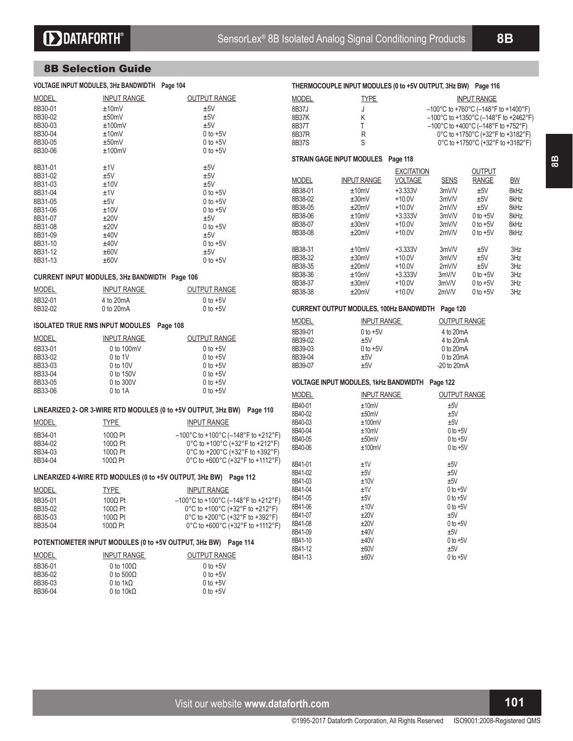## 8B Selection Guide

### VOLTAGE INPUT MODULES, 3Hz BANDWIDTH Page 104

| MODEL | INPUT RANGE | OUTPUT RANGE |
|---|---|---|
| 8B30-01 | ±10mV | ±5V |
| 8B30-02 | ±50mV | ±5V |
| 8B30-03 | ±100mV | ±5V |
| 8B30-04 | ±10mV | 0 to +5V |
| 8B30-05 | ±50mV | 0 to +5V |
| 8B30-06 | ±100mV | 0 to +5V |
| 8B31-01 | ±1V | ±5V |
| 8B31-02 | ±5V | ±5V |
| 8B31-03 | ±10V | ±5V |
| 8B31-04 | ±1V | 0 to +5V |
| 8B31-05 | ±5V | 0 to +5V |
| 8B31-06 | ±10V | 0 to +5V |
| 8B31-07 | ±20V | ±5V |
| 8B31-08 | ±20V | 0 to +5V |
| 8B31-09 | ±40V | ±5V |
| 8B31-10 | ±40V | 0 to +5V |
| 8B31-12 | ±60V | ±5V |
| 8B31-13 | ±60V | 0 to +5V |

### CURRENT INPUT MODULES, 3Hz BANDWIDTH Page 106

| MODEL | INPUT RANGE | OUTPUT RANGE |
|---|---|---|
| 8B32-01 | 4 to 20mA | 0 to +5V |
| 8B32-02 | 0 to 20mA | 0 to +5V |

### ISOLATED TRUE RMS INPUT MODULES Page 108

| MODEL | INPUT RANGE | OUTPUT RANGE |
|---|---|---|
| 8B33-01 | 0 to 100mV | 0 to +5V |
| 8B33-02 | 0 to 1V | 0 to +5V |
| 8B33-03 | 0 to 10V | 0 to +5V |
| 8B33-04 | 0 to 150V | 0 to +5V |
| 8B33-05 | 0 to 300V | 0 to +5V |
| 8B33-06 | 0 to 1A | 0 to +5V |

### LINEARIZED 2- OR 3-WIRE RTD MODULES (0 to +5V OUTPUT, 3Hz BW) Page 110

| MODEL | TYPE | INPUT RANGE |
|---|---|---|
| 8B34-01 | 100Ω Pt | –100°C to +100°C (–148°F to +212°F) |
| 8B34-02 | 100Ω Pt | 0°C to +100°C (+32°F to +212°F) |
| 8B34-03 | 100Ω Pt | 0°C to +200°C (+32°F to +392°F) |
| 8B34-04 | 100Ω Pt | 0°C to +600°C (+32°F to +1112°F) |

### LINEARIZED 4-WIRE RTD MODULES (0 to +5V OUTPUT, 3Hz BW) Page 112

| MODEL | TYPE | INPUT RANGE |
|---|---|---|
| 8B35-01 | 100Ω Pt | –100°C to +100°C (–148°F to +212°F) |
| 8B35-02 | 100Ω Pt | 0°C to +100°C (+32°F to +212°F) |
| 8B35-03 | 100Ω Pt | 0°C to +200°C (+32°F to +392°F) |
| 8B35-04 | 100Ω Pt | 0°C to +600°C (+32°F to +1112°F) |

### POTENTIOMETER INPUT MODULES (0 to +5V OUTPUT, 3Hz BW) Page 114

| MODEL | INPUT RANGE | OUTPUT RANGE |
|---|---|---|
| 8B36-01 | 0 to 100Ω | 0 to +5V |
| 8B36-02 | 0 to 500Ω | 0 to +5V |
| 8B36-03 | 0 to 1kΩ | 0 to +5V |
| 8B36-04 | 0 to 10kΩ | 0 to +5V |

### THERMOCOUPLE INPUT MODULES (0 to +5V OUTPUT, 3Hz BW) Page 116

| MODEL | TYPE | INPUT RANGE |
|---|---|---|
| 8B37J | J | –100°C to +760°C (–148°F to +1400°F) |
| 8B37K | K | –100°C to +1350°C (–148°F to +2462°F) |
| 8B37T | T | –100°C to +400°C (–148°F to +752°F) |
| 8B37R | R | 0°C to +1750°C (+32°F to +3182°F) |
| 8B37S | S | 0°C to +1750°C (+32°F to +3182°F) |

### STRAIN GAGE INPUT MODULES Page 118

| MODEL | INPUT RANGE | EXCITATION VOLTAGE | SENS | OUTPUT RANGE | BW |
|---|---|---|---|---|---|
| 8B38-01 | ±10mV | +3.333V | 3mV/V | ±5V | 8kHz |
| 8B38-02 | ±30mV | +10.0V | 3mV/V | ±5V | 8kHz |
| 8B38-05 | ±20mV | +10.0V | 2mV/V | ±5V | 8kHz |
| 8B38-06 | ±10mV | +3.333V | 3mV/V | 0 to +5V | 8kHz |
| 8B38-07 | ±30mV | +10.0V | 3mV/V | 0 to +5V | 8kHz |
| 8B38-08 | ±20mV | +10.0V | 2mV/V | 0 to +5V | 8kHz |
| 8B38-31 | ±10mV | +3.333V | 3mV/V | ±5V | 3Hz |
| 8B38-32 | ±30mV | +10.0V | 3mV/V | ±5V | 3Hz |
| 8B38-35 | ±20mV | +10.0V | 2mV/V | ±5V | 3Hz |
| 8B38-36 | ±10mV | +3.333V | 3mV/V | 0 to +5V | 3Hz |
| 8B38-37 | ±30mV | +10.0V | 3mV/V | 0 to +5V | 3Hz |
| 8B38-38 | ±20mV | +10.0V | 2mV/V | 0 to +5V | 3Hz |

### CURRENT OUTPUT MODULES, 100Hz BANDWIDTH Page 120

| MODEL | INPUT RANGE | OUTPUT RANGE |
|---|---|---|
| 8B39-01 | 0 to +5V | 4 to 20mA |
| 8B39-02 | ±5V | 4 to 20mA |
| 8B39-03 | 0 to +5V | 0 to 20mA |
| 8B39-04 | ±5V | 0 to 20mA |
| 8B39-07 | ±5V | -20 to 20mA |

### VOLTAGE INPUT MODULES, 1kHz BANDWIDTH Page 122

| MODEL | INPUT RANGE | OUTPUT RANGE |
|---|---|---|
| 8B40-01 | ±10mV | ±5V |
| 8B40-02 | ±50mV | ±5V |
| 8B40-03 | ±100mV | ±5V |
| 8B40-04 | ±10mV | 0 to +5V |
| 8B40-05 | ±50mV | 0 to +5V |
| 8B40-06 | ±100mV | 0 to +5V |
| 8B41-01 | ±1V | ±5V |
| 8B41-02 | ±5V | ±5V |
| 8B41-03 | ±10V | ±5V |
| 8B41-04 | ±1V | 0 to +5V |
| 8B41-05 | ±5V | 0 to +5V |
| 8B41-06 | ±10V | 0 to +5V |
| 8B41-07 | ±20V | ±5V |
| 8B41-08 | ±20V | 0 to +5V |
| 8B41-09 | ±40V | ±5V |
| 8B41-10 | ±40V | 0 to +5V |
| 8B41-12 | ±60V | ±5V |
| 8B41-13 | ±60V | 0 to +5V |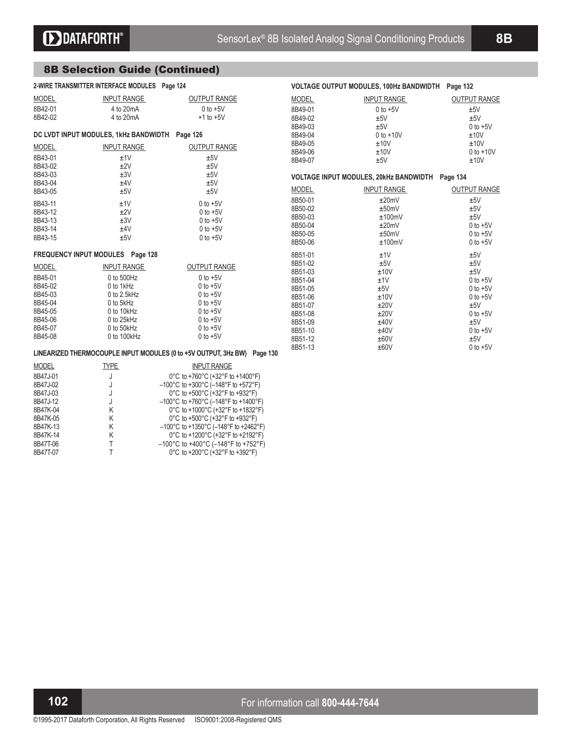## 8B Selection Guide (Continued)

### 2-WIRE TRANSMITTER INTERFACE MODULES Page 124

| MODEL | INPUT RANGE | OUTPUT RANGE |
|---|---|---|
| 8B42-01 | 4 to 20mA | 0 to +5V |
| 8B42-02 | 4 to 20mA | +1 to +5V |

### DC LVDT INPUT MODULES, 1kHz BANDWIDTH Page 126

| MODEL | INPUT RANGE | OUTPUT RANGE |
|---|---|---|
| 8B43-01 | ±1V | ±5V |
| 8B43-02 | ±2V | ±5V |
| 8B43-03 | ±3V | ±5V |
| 8B43-04 | ±4V | ±5V |
| 8B43-05 | ±5V | ±5V |
| 8B43-11 | ±1V | 0 to +5V |
| 8B43-12 | ±2V | 0 to +5V |
| 8B43-13 | ±3V | 0 to +5V |
| 8B43-14 | ±4V | 0 to +5V |
| 8B43-15 | ±5V | 0 to +5V |

### FREQUENCY INPUT MODULES Page 128

| MODEL | INPUT RANGE | OUTPUT RANGE |
|---|---|---|
| 8B45-01 | 0 to 500Hz | 0 to +5V |
| 8B45-02 | 0 to 1kHz | 0 to +5V |
| 8B45-03 | 0 to 2.5kHz | 0 to +5V |
| 8B45-04 | 0 to 5kHz | 0 to +5V |
| 8B45-05 | 0 to 10kHz | 0 to +5V |
| 8B45-06 | 0 to 25kHz | 0 to +5V |
| 8B45-07 | 0 to 50kHz | 0 to +5V |
| 8B45-08 | 0 to 100kHz | 0 to +5V |

### LINEARIZED THERMOCOUPLE INPUT MODULES (0 to +5V OUTPUT, 3Hz BW) Page 130

| MODEL | TYPE | INPUT RANGE |
|---|---|---|
| 8B47J-01 | J | 0°C to +760°C (+32°F to +1400°F) |
| 8B47J-02 | J | –100°C to +300°C (–148°F to +572°F) |
| 8B47J-03 | J | 0°C to +500°C (+32°F to +932°F) |
| 8B47J-12 | J | –100°C to +760°C (–148°F to +1400°F) |
| 8B47K-04 | K | 0°C to +1000°C (+32°F to +1832°F) |
| 8B47K-05 | K | 0°C to +500°C (+32°F to +932°F) |
| 8B47K-13 | K | –100°C to +1350°C (–148°F to +2462°F) |
| 8B47K-14 | K | 0°C to +1200°C (+32°F to +2192°F) |
| 8B47T-06 | T | –100°C to +400°C (–148°F to +752°F) |
| 8B47T-07 | T | 0°C to +200°C (+32°F to +392°F) |

### VOLTAGE OUTPUT MODULES, 100Hz BANDWIDTH Page 132

| MODEL | INPUT RANGE | OUTPUT RANGE |
|---|---|---|
| 8B49-01 | 0 to +5V | ±5V |
| 8B49-02 | ±5V | ±5V |
| 8B49-03 | ±5V | 0 to +5V |
| 8B49-04 | 0 to +10V | ±10V |
| 8B49-05 | ±10V | ±10V |
| 8B49-06 | ±10V | 0 to +10V |
| 8B49-07 | ±5V | ±10V |

### VOLTAGE INPUT MODULES, 20kHz BANDWIDTH Page 134

| MODEL | INPUT RANGE | OUTPUT RANGE |
|---|---|---|
| 8B50-01 | ±20mV | ±5V |
| 8B50-02 | ±50mV | ±5V |
| 8B50-03 | ±100mV | ±5V |
| 8B50-04 | ±20mV | 0 to +5V |
| 8B50-05 | ±50mV | 0 to +5V |
| 8B50-06 | ±100mV | 0 to +5V |
| 8B51-01 | ±1V | ±5V |
| 8B51-02 | ±5V | ±5V |
| 8B51-03 | ±10V | ±5V |
| 8B51-04 | ±1V | 0 to +5V |
| 8B51-05 | ±5V | 0 to +5V |
| 8B51-06 | ±10V | 0 to +5V |
| 8B51-07 | ±20V | ±5V |
| 8B51-08 | ±20V | 0 to +5V |
| 8B51-09 | ±40V | ±5V |
| 8B51-10 | ±40V | 0 to +5V |
| 8B51-12 | ±60V | ±5V |
| 8B51-13 | ±60V | 0 to +5V |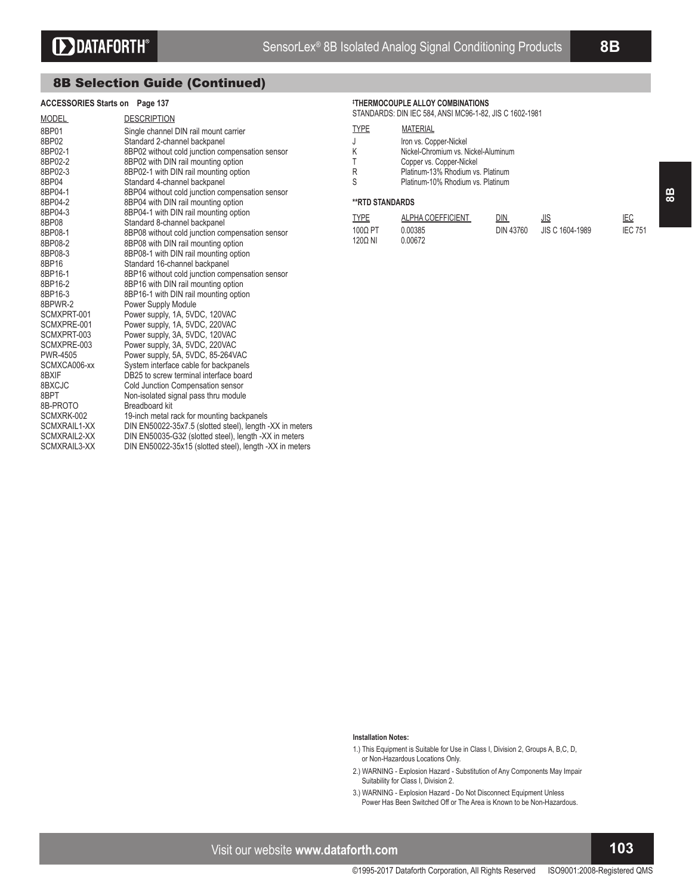## 8B Selection Guide (Continued)

**ACCESSORIES Starts on Page 137**

| MODEL | DESCRIPTION |
|---|---|
| 8BP01 | Single channel DIN rail mount carrier |
| 8BP02 | Standard 2-channel backpanel |
| 8BP02-1 | 8BP02 without cold junction compensation sensor |
| 8BP02-2 | 8BP02 with DIN rail mounting option |
| 8BP02-3 | 8BP02-1 with DIN rail mounting option |
| 8BP04 | Standard 4-channel backpanel |
| 8BP04-1 | 8BP04 without cold junction compensation sensor |
| 8BP04-2 | 8BP04 with DIN rail mounting option |
| 8BP04-3 | 8BP04-1 with DIN rail mounting option |
| 8BP08 | Standard 8-channel backpanel |
| 8BP08-1 | 8BP08 without cold junction compensation sensor |
| 8BP08-2 | 8BP08 with DIN rail mounting option |
| 8BP08-3 | 8BP08-1 with DIN rail mounting option |
| 8BP16 | Standard 16-channel backpanel |
| 8BP16-1 | 8BP16 without cold junction compensation sensor |
| 8BP16-2 | 8BP16 with DIN rail mounting option |
| 8BP16-3 | 8BP16-1 with DIN rail mounting option |
| 8BPWR-2 | Power Supply Module |
| SCMXPRT-001 | Power supply, 1A, 5VDC, 120VAC |
| SCMXPRE-001 | Power supply, 1A, 5VDC, 220VAC |
| SCMXPRT-003 | Power supply, 3A, 5VDC, 120VAC |
| SCMXPRE-003 | Power supply, 3A, 5VDC, 220VAC |
| PWR-4505 | Power supply, 5A, 5VDC, 85-264VAC |
| SCMXCA006-xx | System interface cable for backpanels |
| 8BXIF | DB25 to screw terminal interface board |
| 8BXCJC | Cold Junction Compensation sensor |
| 8BPT | Non-isolated signal pass thru module |
| 8B-PROTO | Breadboard kit |
| SCMXRK-002 | 19-inch metal rack for mounting backpanels |
| SCMXRAIL1-XX | DIN EN50022-35x7.5 (slotted steel), length -XX in meters |
| SCMXRAIL2-XX | DIN EN50035-G32 (slotted steel), length -XX in meters |
| SCMXRAIL3-XX | DIN EN50022-35x15 (slotted steel), length -XX in meters |

**‡THERMOCOUPLE ALLOY COMBINATIONS**

STANDARDS: DIN IEC 584, ANSI MC96-1-82, JIS C 1602-1981

| TYPE | MATERIAL |
|---|---|
| J | Iron vs. Copper-Nickel |
| K | Nickel-Chromium vs. Nickel-Aluminum |
| T | Copper vs. Copper-Nickel |
| R | Platinum-13% Rhodium vs. Platinum |
| S | Platinum-10% Rhodium vs. Platinum |

**\*\*RTD STANDARDS**

| TYPE | ALPHA COEFFICIENT | DIN | JIS | IEC |
|---|---|---|---|---|
| 100Ω PT | 0.00385 | DIN 43760 | JIS C 1604-1989 | IEC 751 |
| 120Ω NI | 0.00672 | | | |

**Installation Notes:**

1.) This Equipment is Suitable for Use in Class I, Division 2, Groups A, B,C, D, or Non-Hazardous Locations Only.

2.) WARNING - Explosion Hazard - Substitution of Any Components May Impair Suitability for Class I, Division 2.

3.) WARNING - Explosion Hazard - Do Not Disconnect Equipment Unless Power Has Been Switched Off or The Area is Known to be Non-Hazardous.